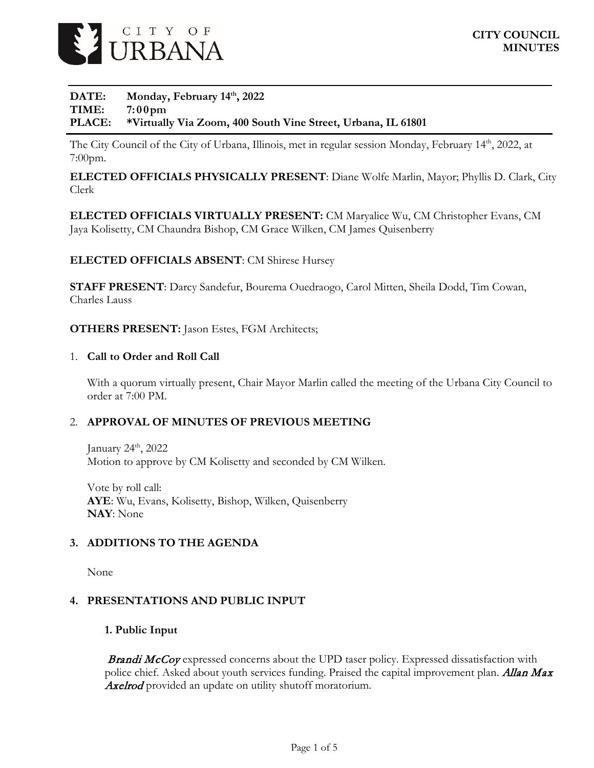**CITY OF URBANA**

**CITY COUNCIL MINUTES**

**DATE:** **Monday, February 14th, 2022**
**TIME:** **7:00pm**
**PLACE:** **\*Virtually Via Zoom, 400 South Vine Street, Urbana, IL 61801**

The City Council of the City of Urbana, Illinois, met in regular session Monday, February 14th, 2022, at 7:00pm.

**ELECTED OFFICIALS PHYSICALLY PRESENT**: Diane Wolfe Marlin, Mayor; Phyllis D. Clark, City Clerk

**ELECTED OFFICIALS VIRTUALLY PRESENT:** CM Maryalice Wu, CM Christopher Evans, CM Jaya Kolisetty, CM Chaundra Bishop, CM Grace Wilken, CM James Quisenberry

**ELECTED OFFICIALS ABSENT**: CM Shirese Hursey

**STAFF PRESENT**: Darcy Sandefur, Bourema Ouedraogo, Carol Mitten, Sheila Dodd, Tim Cowan, Charles Lauss

**OTHERS PRESENT:** Jason Estes, FGM Architects;

1. **Call to Order and Roll Call**

   With a quorum virtually present, Chair Mayor Marlin called the meeting of the Urbana City Council to order at 7:00 PM.

2. **APPROVAL OF MINUTES OF PREVIOUS MEETING**

   January 24th, 2022
   Motion to approve by CM Kolisetty and seconded by CM Wilken.

   Vote by roll call:
   **AYE**: Wu, Evans, Kolisetty, Bishop, Wilken, Quisenberry
   **NAY**: None

3. **ADDITIONS TO THE AGENDA**

   None

4. **PRESENTATIONS AND PUBLIC INPUT**

   **1. Public Input**

   ***Brandi McCoy*** expressed concerns about the UPD taser policy. Expressed dissatisfaction with police chief. Asked about youth services funding. Praised the capital improvement plan. ***Allan Max Axelrod*** provided an update on utility shutoff moratorium.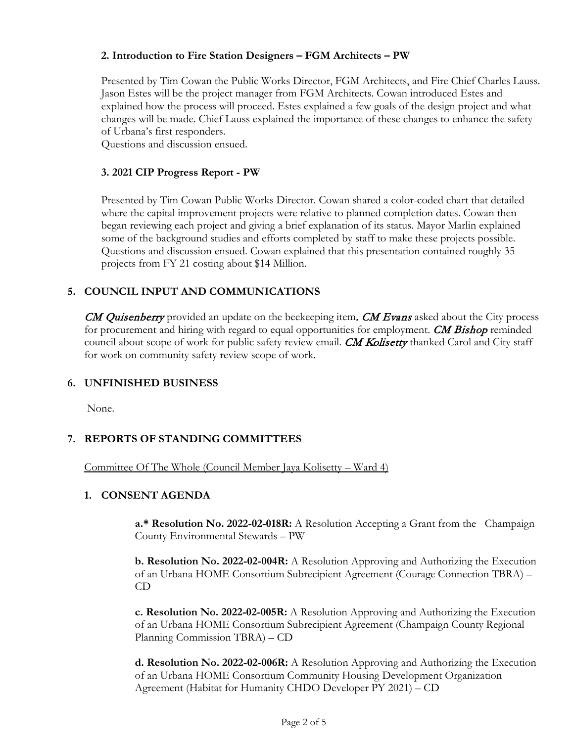### 2. Introduction to Fire Station Designers – FGM Architects – PW

Presented by Tim Cowan the Public Works Director, FGM Architects, and Fire Chief Charles Lauss. Jason Estes will be the project manager from FGM Architects. Cowan introduced Estes and explained how the process will proceed. Estes explained a few goals of the design project and what changes will be made. Chief Lauss explained the importance of these changes to enhance the safety of Urbana's first responders.
Questions and discussion ensued.

### 3. 2021 CIP Progress Report - PW

Presented by Tim Cowan Public Works Director. Cowan shared a color-coded chart that detailed where the capital improvement projects were relative to planned completion dates. Cowan then began reviewing each project and giving a brief explanation of its status. Mayor Marlin explained some of the background studies and efforts completed by staff to make these projects possible. Questions and discussion ensued. Cowan explained that this presentation contained roughly 35 projects from FY 21 costing about $14 Million.

## 5. COUNCIL INPUT AND COMMUNICATIONS

***CM Quisenberry*** provided an update on the beekeeping item. ***CM Evans*** asked about the City process for procurement and hiring with regard to equal opportunities for employment. ***CM Bishop*** reminded council about scope of work for public safety review email. ***CM Kolisetty*** thanked Carol and City staff for work on community safety review scope of work.

## 6. UNFINISHED BUSINESS

None.

## 7. REPORTS OF STANDING COMMITTEES

Committee Of The Whole (Council Member Jaya Kolisetty – Ward 4)

### 1. CONSENT AGENDA

**a.* Resolution No. 2022-02-018R:** A Resolution Accepting a Grant from the Champaign County Environmental Stewards – PW

**b. Resolution No. 2022-02-004R:** A Resolution Approving and Authorizing the Execution of an Urbana HOME Consortium Subrecipient Agreement (Courage Connection TBRA) – CD

**c. Resolution No. 2022-02-005R:** A Resolution Approving and Authorizing the Execution of an Urbana HOME Consortium Subrecipient Agreement (Champaign County Regional Planning Commission TBRA) – CD

**d. Resolution No. 2022-02-006R:** A Resolution Approving and Authorizing the Execution of an Urbana HOME Consortium Community Housing Development Organization Agreement (Habitat for Humanity CHDO Developer PY 2021) – CD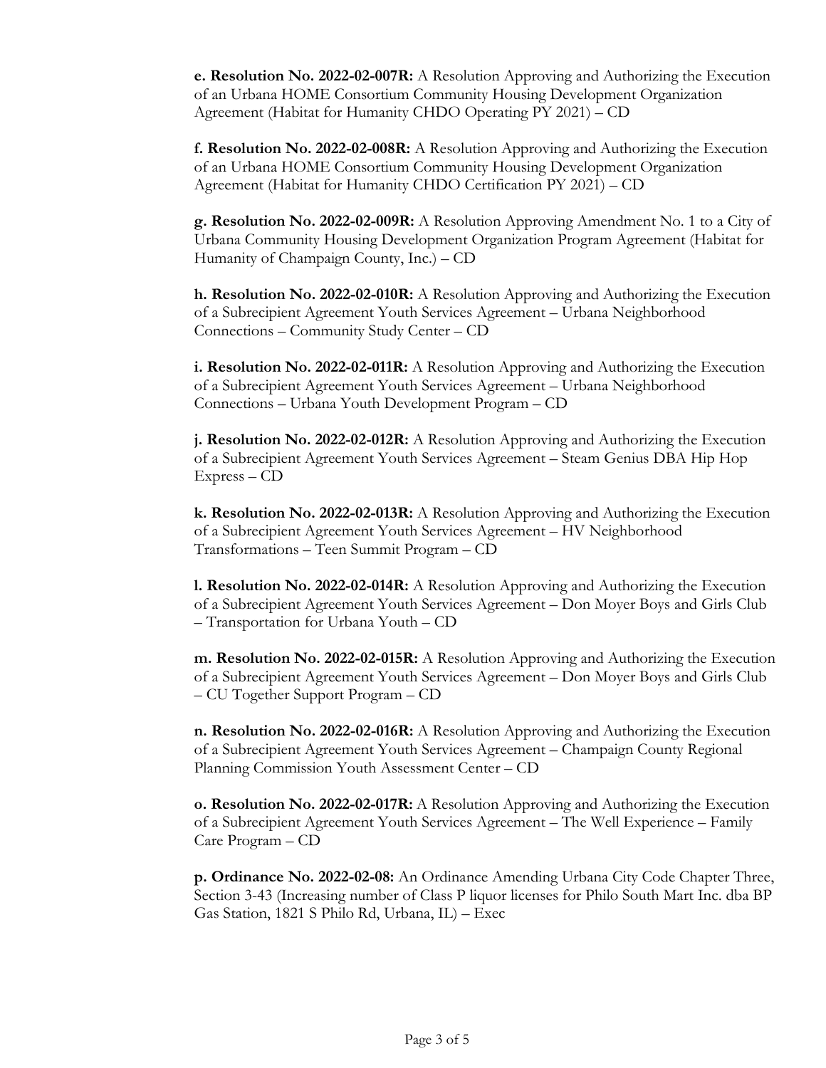**e. Resolution No. 2022-02-007R:** A Resolution Approving and Authorizing the Execution of an Urbana HOME Consortium Community Housing Development Organization Agreement (Habitat for Humanity CHDO Operating PY 2021) – CD

**f. Resolution No. 2022-02-008R:** A Resolution Approving and Authorizing the Execution of an Urbana HOME Consortium Community Housing Development Organization Agreement (Habitat for Humanity CHDO Certification PY 2021) – CD

**g. Resolution No. 2022-02-009R:** A Resolution Approving Amendment No. 1 to a City of Urbana Community Housing Development Organization Program Agreement (Habitat for Humanity of Champaign County, Inc.) – CD

**h. Resolution No. 2022-02-010R:** A Resolution Approving and Authorizing the Execution of a Subrecipient Agreement Youth Services Agreement – Urbana Neighborhood Connections – Community Study Center – CD

**i. Resolution No. 2022-02-011R:** A Resolution Approving and Authorizing the Execution of a Subrecipient Agreement Youth Services Agreement – Urbana Neighborhood Connections – Urbana Youth Development Program – CD

**j. Resolution No. 2022-02-012R:** A Resolution Approving and Authorizing the Execution of a Subrecipient Agreement Youth Services Agreement – Steam Genius DBA Hip Hop Express – CD

**k. Resolution No. 2022-02-013R:** A Resolution Approving and Authorizing the Execution of a Subrecipient Agreement Youth Services Agreement – HV Neighborhood Transformations – Teen Summit Program – CD

**l. Resolution No. 2022-02-014R:** A Resolution Approving and Authorizing the Execution of a Subrecipient Agreement Youth Services Agreement – Don Moyer Boys and Girls Club – Transportation for Urbana Youth – CD

**m. Resolution No. 2022-02-015R:** A Resolution Approving and Authorizing the Execution of a Subrecipient Agreement Youth Services Agreement – Don Moyer Boys and Girls Club – CU Together Support Program – CD

**n. Resolution No. 2022-02-016R:** A Resolution Approving and Authorizing the Execution of a Subrecipient Agreement Youth Services Agreement – Champaign County Regional Planning Commission Youth Assessment Center – CD

**o. Resolution No. 2022-02-017R:** A Resolution Approving and Authorizing the Execution of a Subrecipient Agreement Youth Services Agreement – The Well Experience – Family Care Program – CD

**p. Ordinance No. 2022-02-08:** An Ordinance Amending Urbana City Code Chapter Three, Section 3-43 (Increasing number of Class P liquor licenses for Philo South Mart Inc. dba BP Gas Station, 1821 S Philo Rd, Urbana, IL) – Exec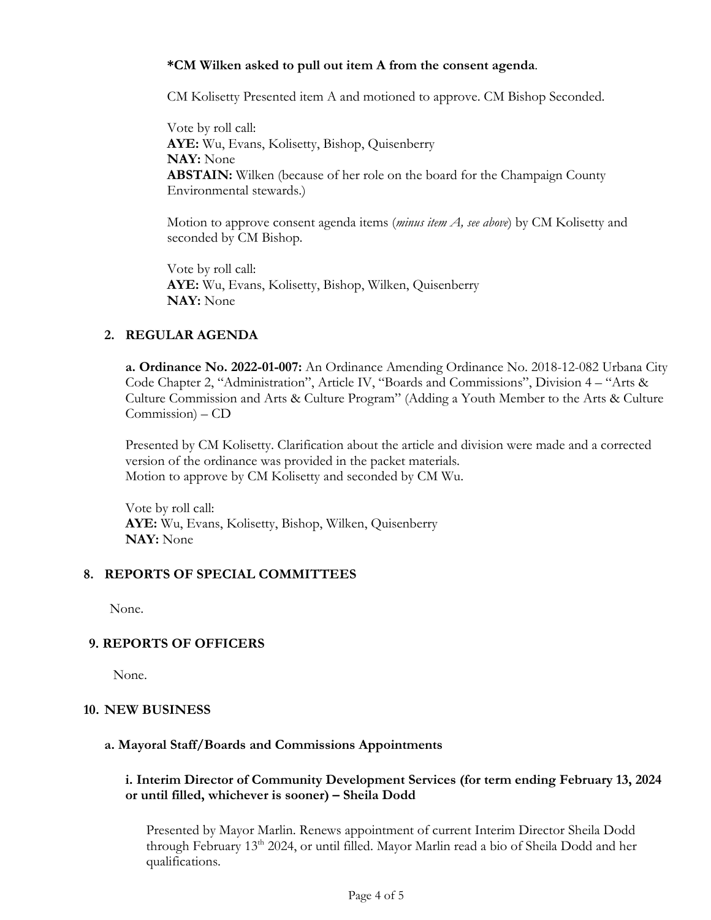**\*CM Wilken asked to pull out item A from the consent agenda**.

CM Kolisetty Presented item A and motioned to approve. CM Bishop Seconded.

Vote by roll call:
**AYE:** Wu, Evans, Kolisetty, Bishop, Quisenberry
**NAY:** None
**ABSTAIN:** Wilken (because of her role on the board for the Champaign County Environmental stewards.)

Motion to approve consent agenda items (*minus item A, see above*) by CM Kolisetty and seconded by CM Bishop.

Vote by roll call:
**AYE:** Wu, Evans, Kolisetty, Bishop, Wilken, Quisenberry
**NAY:** None

### 2. REGULAR AGENDA

**a. Ordinance No. 2022-01-007:** An Ordinance Amending Ordinance No. 2018-12-082 Urbana City Code Chapter 2, "Administration", Article IV, "Boards and Commissions", Division 4 – "Arts & Culture Commission and Arts & Culture Program" (Adding a Youth Member to the Arts & Culture Commission) – CD

Presented by CM Kolisetty. Clarification about the article and division were made and a corrected version of the ordinance was provided in the packet materials.
Motion to approve by CM Kolisetty and seconded by CM Wu.

Vote by roll call:
**AYE:** Wu, Evans, Kolisetty, Bishop, Wilken, Quisenberry
**NAY:** None

## 8. REPORTS OF SPECIAL COMMITTEES

None.

## 9. REPORTS OF OFFICERS

None.

## 10. NEW BUSINESS

### a. Mayoral Staff/Boards and Commissions Appointments

#### i. Interim Director of Community Development Services (for term ending February 13, 2024 or until filled, whichever is sooner) – Sheila Dodd

Presented by Mayor Marlin. Renews appointment of current Interim Director Sheila Dodd through February 13th 2024, or until filled. Mayor Marlin read a bio of Sheila Dodd and her qualifications.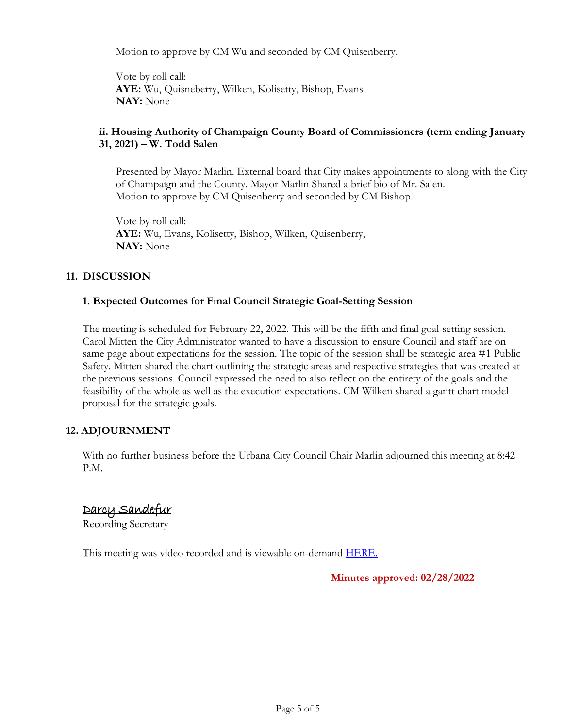Motion to approve by CM Wu and seconded by CM Quisenberry.

Vote by roll call:
**AYE:** Wu, Quisneberry, Wilken, Kolisetty, Bishop, Evans
**NAY:** None

#### ii. Housing Authority of Champaign County Board of Commissioners (term ending January 31, 2021) – W. Todd Salen

Presented by Mayor Marlin. External board that City makes appointments to along with the City of Champaign and the County. Mayor Marlin Shared a brief bio of Mr. Salen.
Motion to approve by CM Quisenberry and seconded by CM Bishop.

Vote by roll call:
**AYE:** Wu, Evans, Kolisetty, Bishop, Wilken, Quisenberry,
**NAY:** None

## 11. DISCUSSION

### 1. Expected Outcomes for Final Council Strategic Goal-Setting Session

The meeting is scheduled for February 22, 2022. This will be the fifth and final goal-setting session. Carol Mitten the City Administrator wanted to have a discussion to ensure Council and staff are on same page about expectations for the session. The topic of the session shall be strategic area #1 Public Safety. Mitten shared the chart outlining the strategic areas and respective strategies that was created at the previous sessions. Council expressed the need to also reflect on the entirety of the goals and the feasibility of the whole as well as the execution expectations. CM Wilken shared a gantt chart model proposal for the strategic goals.

## 12. ADJOURNMENT

With no further business before the Urbana City Council Chair Marlin adjourned this meeting at 8:42 P.M.

Darcy Sandefur
Recording Secretary

This meeting was video recorded and is viewable on-demand [HERE.]

**Minutes approved: 02/28/2022**